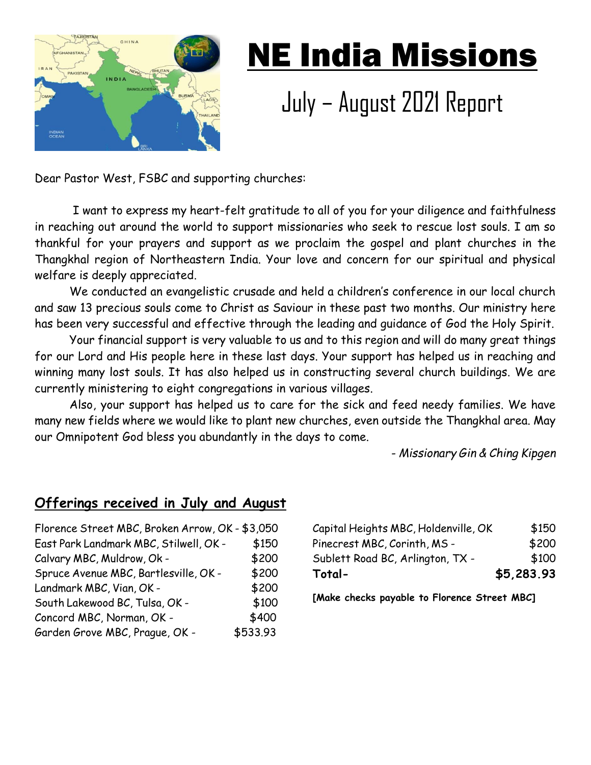# NE India Missions

## July – August 2021 Report

Dear Pastor West, FSBC and supporting churches:

I want to express my heart-felt gratitude to all of you for your diligence and faithfulness in reaching out around the world to support missionaries who seek to rescue lost souls. I am so thankful for your prayers and support as we proclaim the gospel and plant churches in the Thangkhal region of Northeastern India. Your love and concern for our spiritual and physical welfare is deeply appreciated.

We conducted an evangelistic crusade and held a children's conference in our local church and saw 13 precious souls come to Christ as Saviour in these past two months. Our ministry here has been very successful and effective through the leading and guidance of God the Holy Spirit.

Your financial support is very valuable to us and to this region and will do many great things for our Lord and His people here in these last days. Your support has helped us in reaching and winning many lost souls. It has also helped us in constructing several church buildings. We are currently ministering to eight congregations in various villages.

Also, your support has helped us to care for the sick and feed needy families. We have many new fields where we would like to plant new churches, even outside the Thangkhal area. May our Omnipotent God bless you abundantly in the days to come.

*- Missionary Gin & Ching Kipgen*

## Offerings received in July and August

| Church | Amount |
|---|---|
| Florence Street MBC, Broken Arrow, OK - | $3,050 |
| East Park Landmark MBC, Stilwell, OK - | $150 |
| Calvary MBC, Muldrow, Ok - | $200 |
| Spruce Avenue MBC, Bartlesville, OK - | $200 |
| Landmark MBC, Vian, OK - | $200 |
| South Lakewood BC, Tulsa, OK - | $100 |
| Concord MBC, Norman, OK - | $400 |
| Garden Grove MBC, Prague, OK - | $533.93 |
| Capital Heights MBC, Holdenville, OK | $150 |
| Pinecrest MBC, Corinth, MS - | $200 |
| Sublett Road BC, Arlington, TX - | $100 |
| **Total-** | **$5,283.93** |

**[Make checks payable to Florence Street MBC]**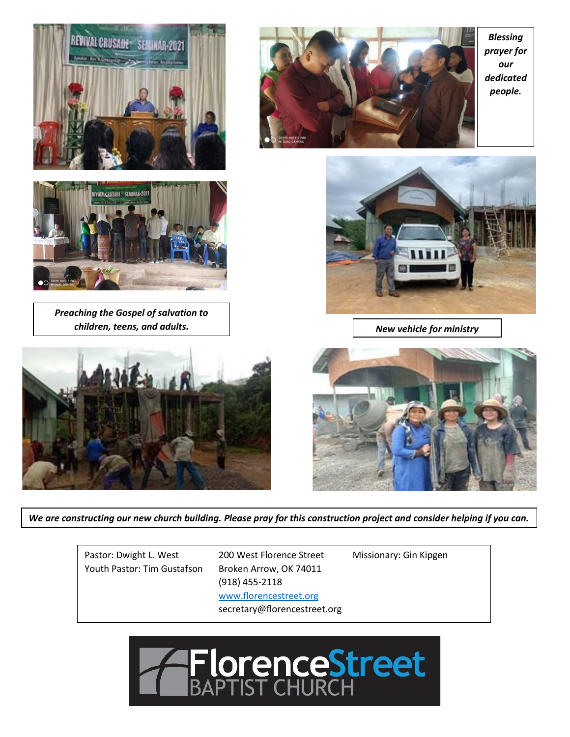*Blessing prayer for our dedicated people.*

*Preaching the Gospel of salvation to children, teens, and adults.*

*New vehicle for ministry*

*We are constructing our new church building. Please pray for this construction project and consider helping if you can.*

| | | |
|---|---|---|
| Pastor: Dwight L. West<br>Youth Pastor: Tim Gustafson | 200 West Florence Street<br>Broken Arrow, OK 74011<br>(918) 455-2118<br>www.florencestreet.org<br>secretary@florencestreet.org | Missionary: Gin Kipgen |

FlorenceStreet BAPTIST CHURCH